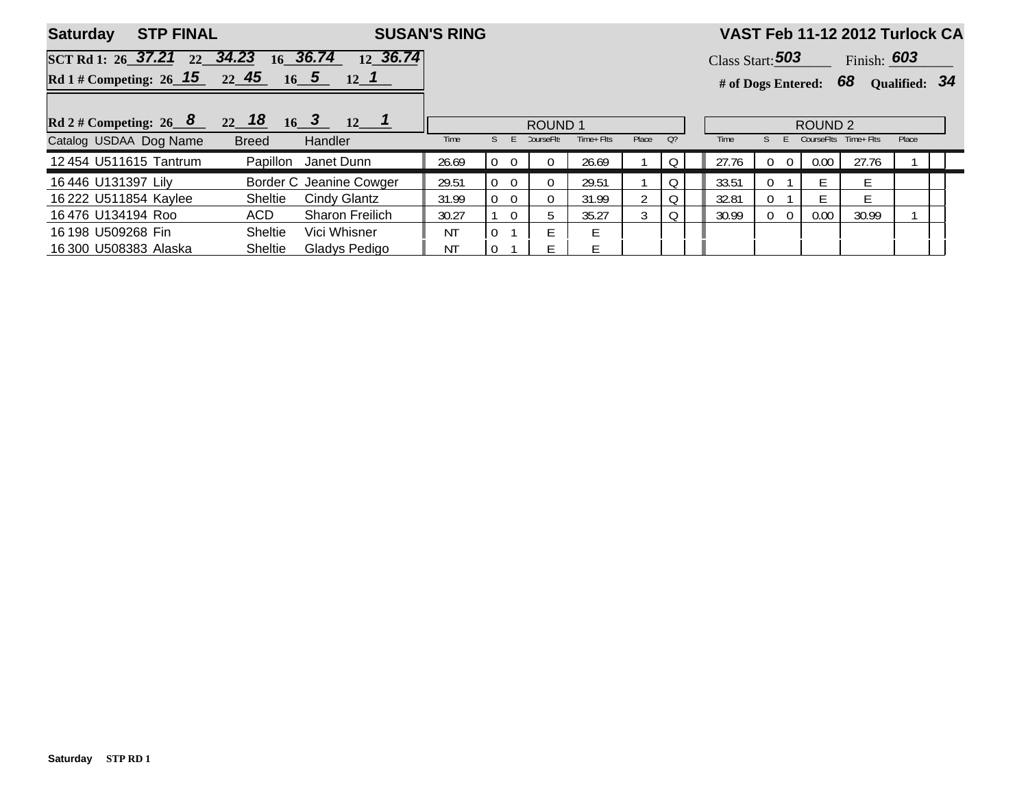**Saturday STP FINAL** **SUSAN'S RING** **VAST Feb 11-12 2012 Turlock CA**

**SCT Rd 1:** 26 _37.21_ 22 _34.23_ 16 _36.74_ 12 _36.74_

**Rd 1 # Competing:** 26 _15_ 22 _45_ 16 _5_ 12 _1_

**Rd 2 # Competing:** 26 _8_ 22 _18_ 16 _3_ 12 _1_

Class Start: _503_ Finish: _603_

**# of Dogs Entered:** _68_ **Qualified:** _34_

| Catalog | USDAA | Dog Name | Breed | Handler | ROUND 1 Time | S | E | CourseFlts | Time+ Flts | Place | Q? | ROUND 2 Time | S | E | CourseFlts | Time+ Flts | Place |
|---|---|---|---|---|---|---|---|---|---|---|---|---|---|---|---|---|---|
| 12 454 | U511615 | Tantrum | Papillon | Janet Dunn | 26.69 | 0 | 0 | 0 | 26.69 | 1 | Q | 27.76 | 0 | 0 | 0.00 | 27.76 | 1 |
| 16 446 | U131397 | Lily | Border C | Jeanine Cowger | 29.51 | 0 | 0 | 0 | 29.51 | 1 | Q | 33.51 | 0 | 1 | E | E | |
| 16 222 | U511854 | Kaylee | Sheltie | Cindy Glantz | 31.99 | 0 | 0 | 0 | 31.99 | 2 | Q | 32.81 | 0 | 1 | E | E | |
| 16 476 | U134194 | Roo | ACD | Sharon Freilich | 30.27 | 1 | 0 | 5 | 35.27 | 3 | Q | 30.99 | 0 | 0 | 0.00 | 30.99 | 1 |
| 16 198 | U509268 | Fin | Sheltie | Vici Whisner | NT | 0 | 1 | E | E | | | | | | | | |
| 16 300 | U508383 | Alaska | Sheltie | Gladys Pedigo | NT | 0 | 1 | E | E | | | | | | | | |

**Saturday STP RD 1**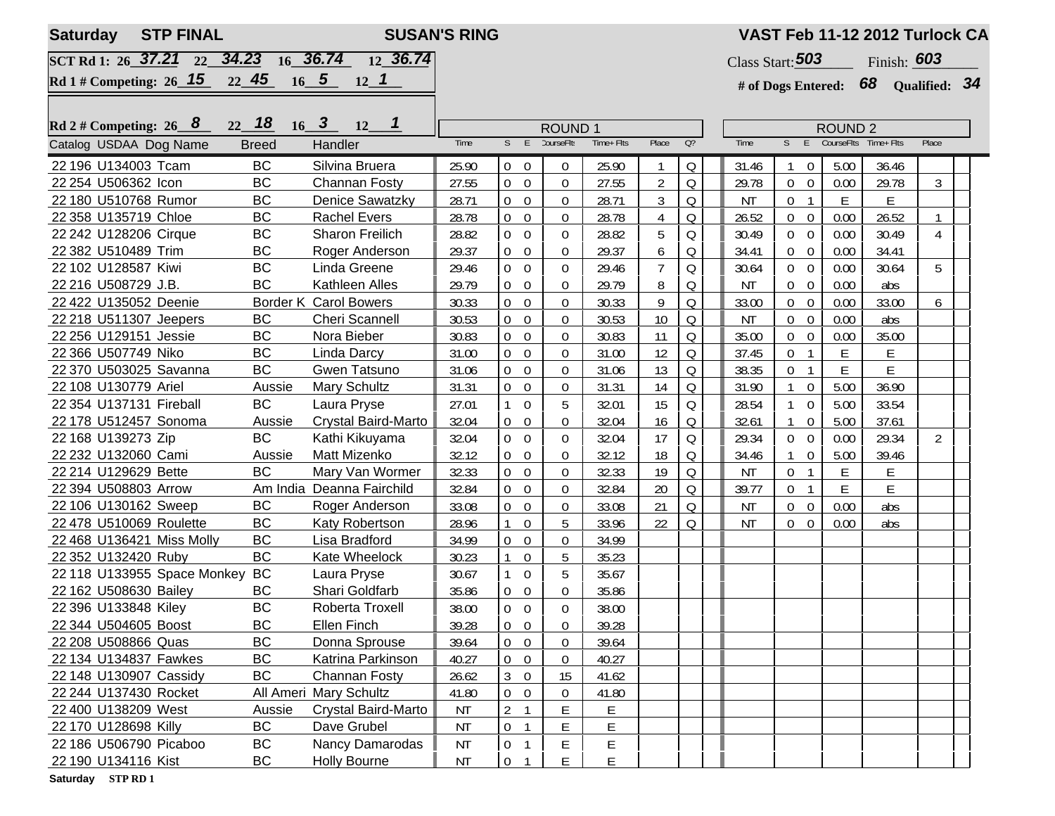**Saturday STP FINAL** **SUSAN'S RING** **VAST Feb 11-12 2012 Turlock CA**

SCT Rd 1: 26 _37.21_ 22 _34.23_ 16 _36.74_ 12 _36.74_

Rd 1 # Competing: 26 _15_ 22 _45_ 16 _5_ 12 _1_

Rd 2 # Competing: 26 _8_ 22 _18_ 16 _3_ 12 _1_

Class Start: _503_ Finish: _603_

# of Dogs Entered: 68 Qualified: 34

| Catalog | USDAA | Dog Name | Breed | Handler | R1 Time | R1 S | R1 E | R1 CourseFlts | R1 Time+Flts | R1 Place | Q? | R2 Time | R2 S | R2 E | R2 CourseFlts | R2 Time+Flts | R2 Place |
|---|---|---|---|---|---|---|---|---|---|---|---|---|---|---|---|---|---|
| 22 196 | U134003 | Tcam | BC | Silvina Bruera | 25.90 | 0 | 0 | 0 | 25.90 | 1 | Q | 31.46 | 1 | 0 | 5.00 | 36.46 | |
| 22 254 | U506362 | Icon | BC | Channan Fosty | 27.55 | 0 | 0 | 0 | 27.55 | 2 | Q | 29.78 | 0 | 0 | 0.00 | 29.78 | 3 |
| 22 180 | U510768 | Rumor | BC | Denice Sawatzky | 28.71 | 0 | 0 | 0 | 28.71 | 3 | Q | NT | 0 | 1 | E | E | |
| 22 358 | U135719 | Chloe | BC | Rachel Evers | 28.78 | 0 | 0 | 0 | 28.78 | 4 | Q | 26.52 | 0 | 0 | 0.00 | 26.52 | 1 |
| 22 242 | U128206 | Cirque | BC | Sharon Freilich | 28.82 | 0 | 0 | 0 | 28.82 | 5 | Q | 30.49 | 0 | 0 | 0.00 | 30.49 | 4 |
| 22 382 | U510489 | Trim | BC | Roger Anderson | 29.37 | 0 | 0 | 0 | 29.37 | 6 | Q | 34.41 | 0 | 0 | 0.00 | 34.41 | |
| 22 102 | U128587 | Kiwi | BC | Linda Greene | 29.46 | 0 | 0 | 0 | 29.46 | 7 | Q | 30.64 | 0 | 0 | 0.00 | 30.64 | 5 |
| 22 216 | U508729 | J.B. | BC | Kathleen Alles | 29.79 | 0 | 0 | 0 | 29.79 | 8 | Q | NT | 0 | 0 | 0.00 | abs | |
| 22 422 | U135052 | Deenie | Border K | Carol Bowers | 30.33 | 0 | 0 | 0 | 30.33 | 9 | Q | 33.00 | 0 | 0 | 0.00 | 33.00 | 6 |
| 22 218 | U511307 | Jeepers | BC | Cheri Scannell | 30.53 | 0 | 0 | 0 | 30.53 | 10 | Q | NT | 0 | 0 | 0.00 | abs | |
| 22 256 | U129151 | Jessie | BC | Nora Bieber | 30.83 | 0 | 0 | 0 | 30.83 | 11 | Q | 35.00 | 0 | 0 | 0.00 | 35.00 | |
| 22 366 | U507749 | Niko | BC | Linda Darcy | 31.00 | 0 | 0 | 0 | 31.00 | 12 | Q | 37.45 | 0 | 1 | E | E | |
| 22 370 | U503025 | Savanna | BC | Gwen Tatsuno | 31.06 | 0 | 0 | 0 | 31.06 | 13 | Q | 38.35 | 0 | 1 | E | E | |
| 22 108 | U130779 | Ariel | Aussie | Mary Schultz | 31.31 | 0 | 0 | 0 | 31.31 | 14 | Q | 31.90 | 1 | 0 | 5.00 | 36.90 | |
| 22 354 | U137131 | Fireball | BC | Laura Pryse | 27.01 | 1 | 0 | 5 | 32.01 | 15 | Q | 28.54 | 1 | 0 | 5.00 | 33.54 | |
| 22 178 | U512457 | Sonoma | Aussie | Crystal Baird-Marto | 32.04 | 0 | 0 | 0 | 32.04 | 16 | Q | 32.61 | 1 | 0 | 5.00 | 37.61 | |
| 22 168 | U139273 | Zip | BC | Kathi Kikuyama | 32.04 | 0 | 0 | 0 | 32.04 | 17 | Q | 29.34 | 0 | 0 | 0.00 | 29.34 | 2 |
| 22 232 | U132060 | Cami | Aussie | Matt Mizenko | 32.12 | 0 | 0 | 0 | 32.12 | 18 | Q | 34.46 | 1 | 0 | 5.00 | 39.46 | |
| 22 214 | U129629 | Bette | BC | Mary Van Wormer | 32.33 | 0 | 0 | 0 | 32.33 | 19 | Q | NT | 0 | 1 | E | E | |
| 22 394 | U508803 | Arrow | Am India | Deanna Fairchild | 32.84 | 0 | 0 | 0 | 32.84 | 20 | Q | 39.77 | 0 | 1 | E | E | |
| 22 106 | U130162 | Sweep | BC | Roger Anderson | 33.08 | 0 | 0 | 0 | 33.08 | 21 | Q | NT | 0 | 0 | 0.00 | abs | |
| 22 478 | U510069 | Roulette | BC | Katy Robertson | 28.96 | 1 | 0 | 5 | 33.96 | 22 | Q | NT | 0 | 0 | 0.00 | abs | |
| 22 468 | U136421 | Miss Molly | BC | Lisa Bradford | 34.99 | 0 | 0 | 0 | 34.99 | | | | | | | | |
| 22 352 | U132420 | Ruby | BC | Kate Wheelock | 30.23 | 1 | 0 | 5 | 35.23 | | | | | | | | |
| 22 118 | U133955 | Space Monkey | BC | Laura Pryse | 30.67 | 1 | 0 | 5 | 35.67 | | | | | | | | |
| 22 162 | U508630 | Bailey | BC | Shari Goldfarb | 35.86 | 0 | 0 | 0 | 35.86 | | | | | | | | |
| 22 396 | U133848 | Kiley | BC | Roberta Troxell | 38.00 | 0 | 0 | 0 | 38.00 | | | | | | | | |
| 22 344 | U504605 | Boost | BC | Ellen Finch | 39.28 | 0 | 0 | 0 | 39.28 | | | | | | | | |
| 22 208 | U508866 | Quas | BC | Donna Sprouse | 39.64 | 0 | 0 | 0 | 39.64 | | | | | | | | |
| 22 134 | U134837 | Fawkes | BC | Katrina Parkinson | 40.27 | 0 | 0 | 0 | 40.27 | | | | | | | | |
| 22 148 | U130907 | Cassidy | BC | Channan Fosty | 26.62 | 3 | 0 | 15 | 41.62 | | | | | | | | |
| 22 244 | U137430 | Rocket | All Ameri | Mary Schultz | 41.80 | 0 | 0 | 0 | 41.80 | | | | | | | | |
| 22 400 | U138209 | West | Aussie | Crystal Baird-Marto | NT | 2 | 1 | E | E | | | | | | | | |
| 22 170 | U128698 | Killy | BC | Dave Grubel | NT | 0 | 1 | E | E | | | | | | | | |
| 22 186 | U506790 | Picaboo | BC | Nancy Damarodas | NT | 0 | 1 | E | E | | | | | | | | |
| 22 190 | U134116 | Kist | BC | Holly Bourne | NT | 0 | 1 | E | E | | | | | | | | |

Saturday STP RD 1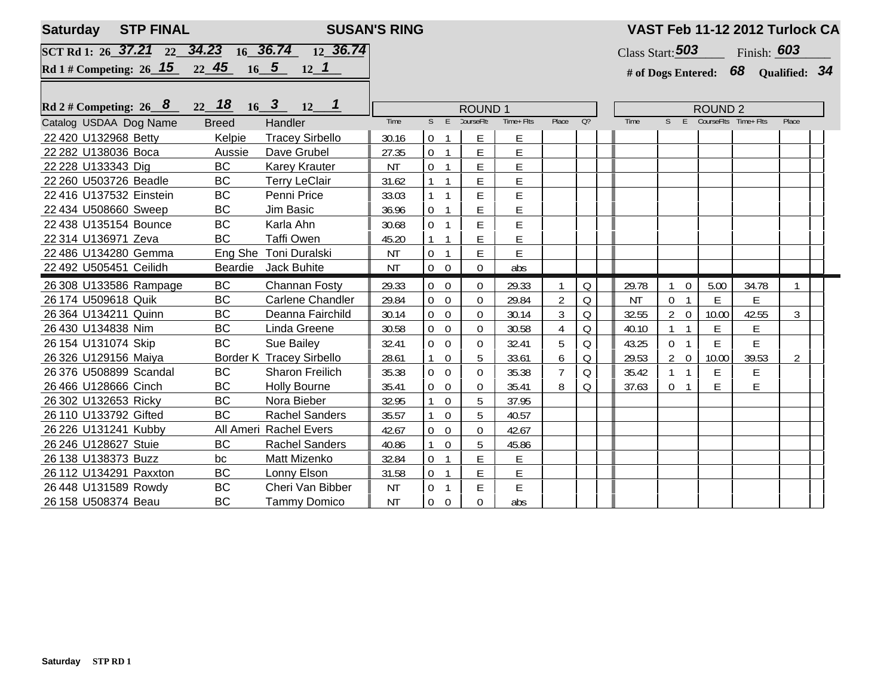**Saturday STP FINAL** | **SUSAN'S RING** | **VAST Feb 11-12 2012 Turlock CA**

**SCT Rd 1:** 26 _37.21_ 22 _34.23_ 16 _36.74_ 12 _36.74_

**Rd 1 # Competing:** 26 _15_ 22 _45_ 16 _5_ 12 _1_

**Rd 2 # Competing:** 26 _8_ 22 _18_ 16 _3_ 12 _1_

Class Start: _503_ Finish: _603_

**# of Dogs Entered:** _68_ **Qualified:** _34_

| Catalog | USDAA | Dog Name | Breed | Handler | ROUND 1 Time | S | E | CourseFlts | Time+Flts | Place | Q? | ROUND 2 Time | S | E | CourseFlts | Time+Flts | Place |
|---|---|---|---|---|---|---|---|---|---|---|---|---|---|---|---|---|---|
| 22 420 | U132968 | Betty | Kelpie | Tracey Sirbello | 30.16 | 0 | 1 | E | E | | | | | | | | |
| 22 282 | U138036 | Boca | Aussie | Dave Grubel | 27.35 | 0 | 1 | E | E | | | | | | | | |
| 22 228 | U133343 | Dig | BC | Karey Krauter | NT | 0 | 1 | E | E | | | | | | | | |
| 22 260 | U503726 | Beadle | BC | Terry LeClair | 31.62 | 1 | 1 | E | E | | | | | | | | |
| 22 416 | U137532 | Einstein | BC | Penni Price | 33.03 | 1 | 1 | E | E | | | | | | | | |
| 22 434 | U508660 | Sweep | BC | Jim Basic | 36.96 | 0 | 1 | E | E | | | | | | | | |
| 22 438 | U135154 | Bounce | BC | Karla Ahn | 30.68 | 0 | 1 | E | E | | | | | | | | |
| 22 314 | U136971 | Zeva | BC | Taffi Owen | 45.20 | 1 | 1 | E | E | | | | | | | | |
| 22 486 | U134280 | Gemma | Eng She | Toni Duralski | NT | 0 | 1 | E | E | | | | | | | | |
| 22 492 | U505451 | Ceilidh | Beardie | Jack Buhite | NT | 0 | 0 | 0 | abs | | | | | | | | |
| 26 308 | U133586 | Rampage | BC | Channan Fosty | 29.33 | 0 | 0 | 0 | 29.33 | 1 | Q | 29.78 | 1 | 0 | 5.00 | 34.78 | 1 |
| 26 174 | U509618 | Quik | BC | Carlene Chandler | 29.84 | 0 | 0 | 0 | 29.84 | 2 | Q | NT | 0 | 1 | E | E | |
| 26 364 | U134211 | Quinn | BC | Deanna Fairchild | 30.14 | 0 | 0 | 0 | 30.14 | 3 | Q | 32.55 | 2 | 0 | 10.00 | 42.55 | 3 |
| 26 430 | U134838 | Nim | BC | Linda Greene | 30.58 | 0 | 0 | 0 | 30.58 | 4 | Q | 40.10 | 1 | 1 | E | E | |
| 26 154 | U131074 | Skip | BC | Sue Bailey | 32.41 | 0 | 0 | 0 | 32.41 | 5 | Q | 43.25 | 0 | 1 | E | E | |
| 26 326 | U129156 | Maiya | Border K | Tracey Sirbello | 28.61 | 1 | 0 | 5 | 33.61 | 6 | Q | 29.53 | 2 | 0 | 10.00 | 39.53 | 2 |
| 26 376 | U508899 | Scandal | BC | Sharon Freilich | 35.38 | 0 | 0 | 0 | 35.38 | 7 | Q | 35.42 | 1 | 1 | E | E | |
| 26 466 | U128666 | Cinch | BC | Holly Bourne | 35.41 | 0 | 0 | 0 | 35.41 | 8 | Q | 37.63 | 0 | 1 | E | E | |
| 26 302 | U132653 | Ricky | BC | Nora Bieber | 32.95 | 1 | 0 | 5 | 37.95 | | | | | | | | |
| 26 110 | U133792 | Gifted | BC | Rachel Sanders | 35.57 | 1 | 0 | 5 | 40.57 | | | | | | | | |
| 26 226 | U131241 | Kubby | All Ameri | Rachel Evers | 42.67 | 0 | 0 | 0 | 42.67 | | | | | | | | |
| 26 246 | U128627 | Stuie | BC | Rachel Sanders | 40.86 | 1 | 0 | 5 | 45.86 | | | | | | | | |
| 26 138 | U138373 | Buzz | bc | Matt Mizenko | 32.84 | 0 | 1 | E | E | | | | | | | | |
| 26 112 | U134291 | Paxxton | BC | Lonny Elson | 31.58 | 0 | 1 | E | E | | | | | | | | |
| 26 448 | U131589 | Rowdy | BC | Cheri Van Bibber | NT | 0 | 1 | E | E | | | | | | | | |
| 26 158 | U508374 | Beau | BC | Tammy Domico | NT | 0 | 0 | 0 | abs | | | | | | | | |

**Saturday STP RD 1**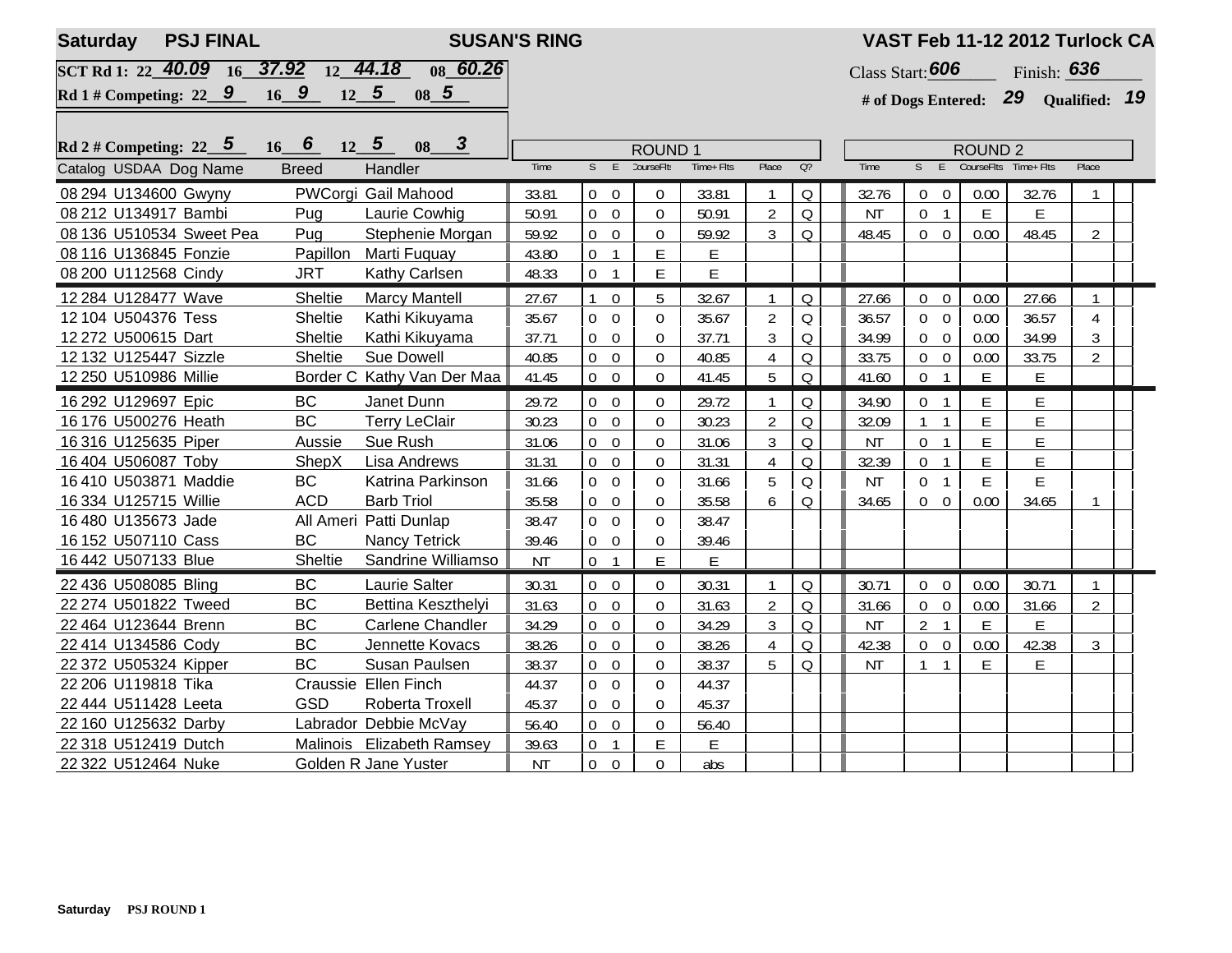**Saturday PSJ FINAL** **SUSAN'S RING** **VAST Feb 11-12 2012 Turlock CA**

SCT Rd 1: 22 *40.09* 16 *37.92* 12 *44.18* 08 *60.26*

Rd 1 # Competing: 22 *9* 16 *9* 12 *5* 08 *5*

Rd 2 # Competing: 22 *5* 16 *6* 12 *5* 08 *3*

Class Start: *606* Finish: *636*

# of Dogs Entered: *29* Qualified: *19*

| Catalog | USDAA | Dog Name | Breed | Handler | R1 Time | R1 S | R1 E | R1 CourseFlts | R1 Time+Flts | R1 Place | R1 Q? | R2 Time | R2 S | R2 E | R2 CourseFlts | R2 Time+Flts | R2 Place |
|---|---|---|---|---|---|---|---|---|---|---|---|---|---|---|---|---|---|
| 08 294 | U134600 | Gwyny | PWCorgi | Gail Mahood | 33.81 | 0 | 0 | 0 | 33.81 | 1 | Q | 32.76 | 0 | 0 | 0.00 | 32.76 | 1 |
| 08 212 | U134917 | Bambi | Pug | Laurie Cowhig | 50.91 | 0 | 0 | 0 | 50.91 | 2 | Q | NT | 0 | 1 | E | E | |
| 08 136 | U510534 | Sweet Pea | Pug | Stephenie Morgan | 59.92 | 0 | 0 | 0 | 59.92 | 3 | Q | 48.45 | 0 | 0 | 0.00 | 48.45 | 2 |
| 08 116 | U136845 | Fonzie | Papillon | Marti Fuquay | 43.80 | 0 | 1 | E | E | | | | | | | | |
| 08 200 | U112568 | Cindy | JRT | Kathy Carlsen | 48.33 | 0 | 1 | E | E | | | | | | | | |
| 12 284 | U128477 | Wave | Sheltie | Marcy Mantell | 27.67 | 1 | 0 | 5 | 32.67 | 1 | Q | 27.66 | 0 | 0 | 0.00 | 27.66 | 1 |
| 12 104 | U504376 | Tess | Sheltie | Kathi Kikuyama | 35.67 | 0 | 0 | 0 | 35.67 | 2 | Q | 36.57 | 0 | 0 | 0.00 | 36.57 | 4 |
| 12 272 | U500615 | Dart | Sheltie | Kathi Kikuyama | 37.71 | 0 | 0 | 0 | 37.71 | 3 | Q | 34.99 | 0 | 0 | 0.00 | 34.99 | 3 |
| 12 132 | U125447 | Sizzle | Sheltie | Sue Dowell | 40.85 | 0 | 0 | 0 | 40.85 | 4 | Q | 33.75 | 0 | 0 | 0.00 | 33.75 | 2 |
| 12 250 | U510986 | Millie | Border C | Kathy Van Der Maa | 41.45 | 0 | 0 | 0 | 41.45 | 5 | Q | 41.60 | 0 | 1 | E | E | |
| 16 292 | U129697 | Epic | BC | Janet Dunn | 29.72 | 0 | 0 | 0 | 29.72 | 1 | Q | 34.90 | 0 | 1 | E | E | |
| 16 176 | U500276 | Heath | BC | Terry LeClair | 30.23 | 0 | 0 | 0 | 30.23 | 2 | Q | 32.09 | 1 | 1 | E | E | |
| 16 316 | U125635 | Piper | Aussie | Sue Rush | 31.06 | 0 | 0 | 0 | 31.06 | 3 | Q | NT | 0 | 1 | E | E | |
| 16 404 | U506087 | Toby | ShepX | Lisa Andrews | 31.31 | 0 | 0 | 0 | 31.31 | 4 | Q | 32.39 | 0 | 1 | E | E | |
| 16 410 | U503871 | Maddie | BC | Katrina Parkinson | 31.66 | 0 | 0 | 0 | 31.66 | 5 | Q | NT | 0 | 1 | E | E | |
| 16 334 | U125715 | Willie | ACD | Barb Triol | 35.58 | 0 | 0 | 0 | 35.58 | 6 | Q | 34.65 | 0 | 0 | 0.00 | 34.65 | 1 |
| 16 480 | U135673 | Jade | All Ameri | Patti Dunlap | 38.47 | 0 | 0 | 0 | 38.47 | | | | | | | | |
| 16 152 | U507110 | Cass | BC | Nancy Tetrick | 39.46 | 0 | 0 | 0 | 39.46 | | | | | | | | |
| 16 442 | U507133 | Blue | Sheltie | Sandrine Williamso | NT | 0 | 1 | E | E | | | | | | | | |
| 22 436 | U508085 | Bling | BC | Laurie Salter | 30.31 | 0 | 0 | 0 | 30.31 | 1 | Q | 30.71 | 0 | 0 | 0.00 | 30.71 | 1 |
| 22 274 | U501822 | Tweed | BC | Bettina Keszthelyi | 31.63 | 0 | 0 | 0 | 31.63 | 2 | Q | 31.66 | 0 | 0 | 0.00 | 31.66 | 2 |
| 22 464 | U123644 | Brenn | BC | Carlene Chandler | 34.29 | 0 | 0 | 0 | 34.29 | 3 | Q | NT | 2 | 1 | E | E | |
| 22 414 | U134586 | Cody | BC | Jennette Kovacs | 38.26 | 0 | 0 | 0 | 38.26 | 4 | Q | 42.38 | 0 | 0 | 0.00 | 42.38 | 3 |
| 22 372 | U505324 | Kipper | BC | Susan Paulsen | 38.37 | 0 | 0 | 0 | 38.37 | 5 | Q | NT | 1 | 1 | E | E | |
| 22 206 | U119818 | Tika | Craussie | Ellen Finch | 44.37 | 0 | 0 | 0 | 44.37 | | | | | | | | |
| 22 444 | U511428 | Leeta | GSD | Roberta Troxell | 45.37 | 0 | 0 | 0 | 45.37 | | | | | | | | |
| 22 160 | U125632 | Darby | Labrador | Debbie McVay | 56.40 | 0 | 0 | 0 | 56.40 | | | | | | | | |
| 22 318 | U512419 | Dutch | Malinois | Elizabeth Ramsey | 39.63 | 0 | 1 | E | E | | | | | | | | |
| 22 322 | U512464 | Nuke | Golden R | Jane Yuster | NT | 0 | 0 | 0 | abs | | | | | | | | |